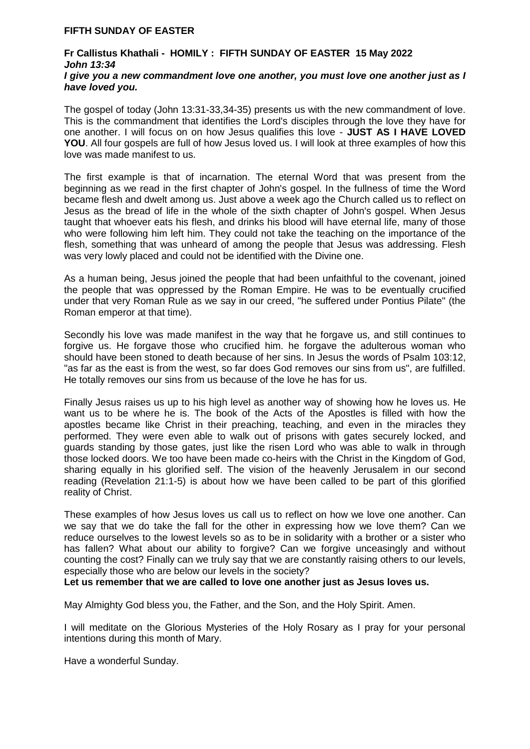**FIFTH SUNDAY OF EASTER**

**Fr Callistus Khathali - HOMILY : FIFTH SUNDAY OF EASTER 15 May 2022**
***John 13:34***
***I give you a new commandment love one another, you must love one another just as I have loved you.***

The gospel of today (John 13:31-33,34-35) presents us with the new commandment of love. This is the commandment that identifies the Lord's disciples through the love they have for one another. I will focus on on how Jesus qualifies this love - **JUST AS I HAVE LOVED YOU**. All four gospels are full of how Jesus loved us. I will look at three examples of how this love was made manifest to us.

The first example is that of incarnation. The eternal Word that was present from the beginning as we read in the first chapter of John's gospel. In the fullness of time the Word became flesh and dwelt among us. Just above a week ago the Church called us to reflect on Jesus as the bread of life in the whole of the sixth chapter of John's gospel. When Jesus taught that whoever eats his flesh, and drinks his blood will have eternal life, many of those who were following him left him. They could not take the teaching on the importance of the flesh, something that was unheard of among the people that Jesus was addressing. Flesh was very lowly placed and could not be identified with the Divine one.

As a human being, Jesus joined the people that had been unfaithful to the covenant, joined the people that was oppressed by the Roman Empire. He was to be eventually crucified under that very Roman Rule as we say in our creed, "he suffered under Pontius Pilate" (the Roman emperor at that time).

Secondly his love was made manifest in the way that he forgave us, and still continues to forgive us. He forgave those who crucified him. he forgave the adulterous woman who should have been stoned to death because of her sins. In Jesus the words of Psalm 103:12, "as far as the east is from the west, so far does God removes our sins from us", are fulfilled. He totally removes our sins from us because of the love he has for us.

Finally Jesus raises us up to his high level as another way of showing how he loves us. He want us to be where he is. The book of the Acts of the Apostles is filled with how the apostles became like Christ in their preaching, teaching, and even in the miracles they performed. They were even able to walk out of prisons with gates securely locked, and guards standing by those gates, just like the risen Lord who was able to walk in through those locked doors. We too have been made co-heirs with the Christ in the Kingdom of God, sharing equally in his glorified self. The vision of the heavenly Jerusalem in our second reading (Revelation 21:1-5) is about how we have been called to be part of this glorified reality of Christ.

These examples of how Jesus loves us call us to reflect on how we love one another. Can we say that we do take the fall for the other in expressing how we love them? Can we reduce ourselves to the lowest levels so as to be in solidarity with a brother or a sister who has fallen? What about our ability to forgive? Can we forgive unceasingly and without counting the cost? Finally can we truly say that we are constantly raising others to our levels, especially those who are below our levels in the society?
**Let us remember that we are called to love one another just as Jesus loves us.**

May Almighty God bless you, the Father, and the Son, and the Holy Spirit. Amen.

I will meditate on the Glorious Mysteries of the Holy Rosary as I pray for your personal intentions during this month of Mary.

Have a wonderful Sunday.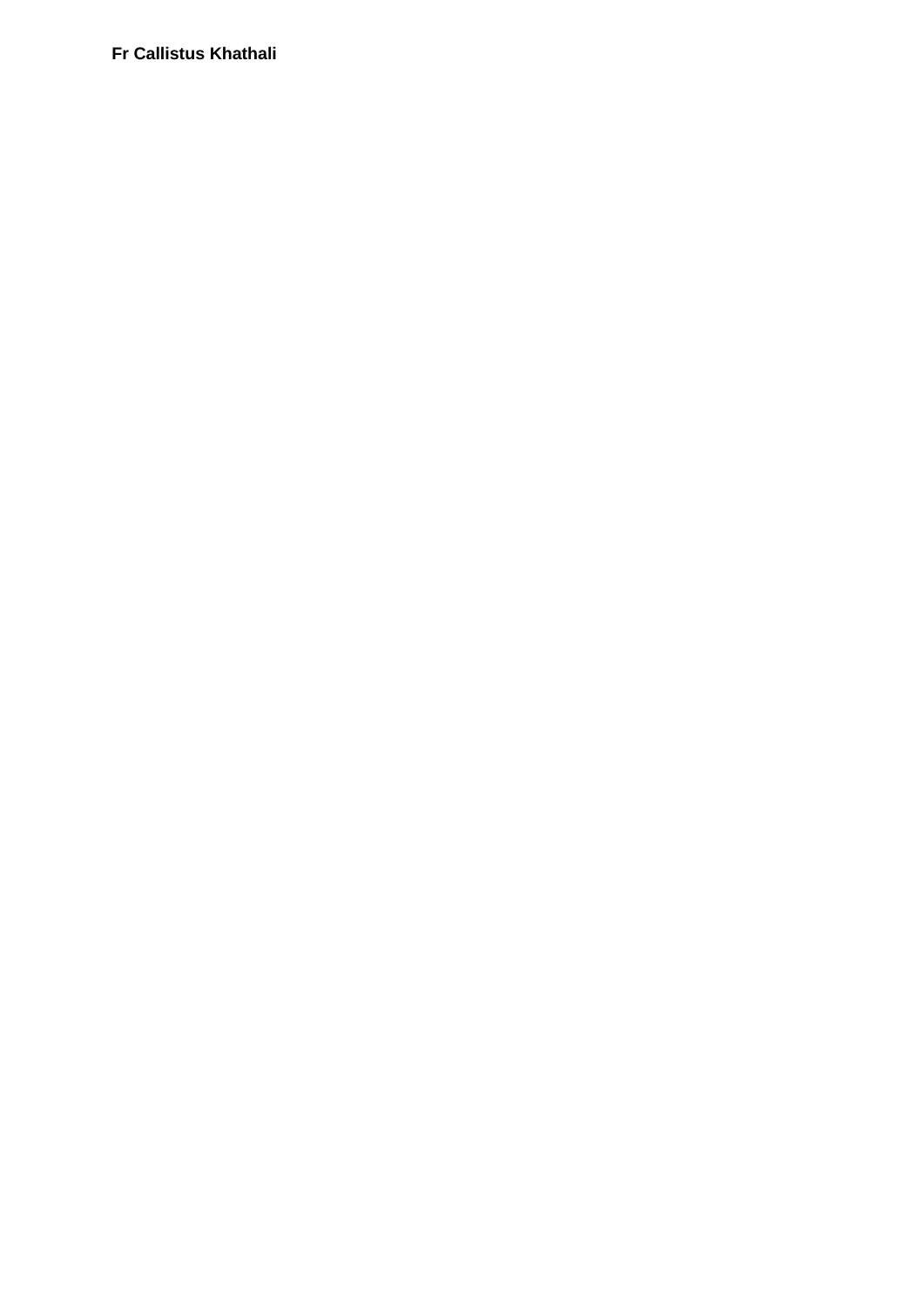**Fr Callistus Khathali**